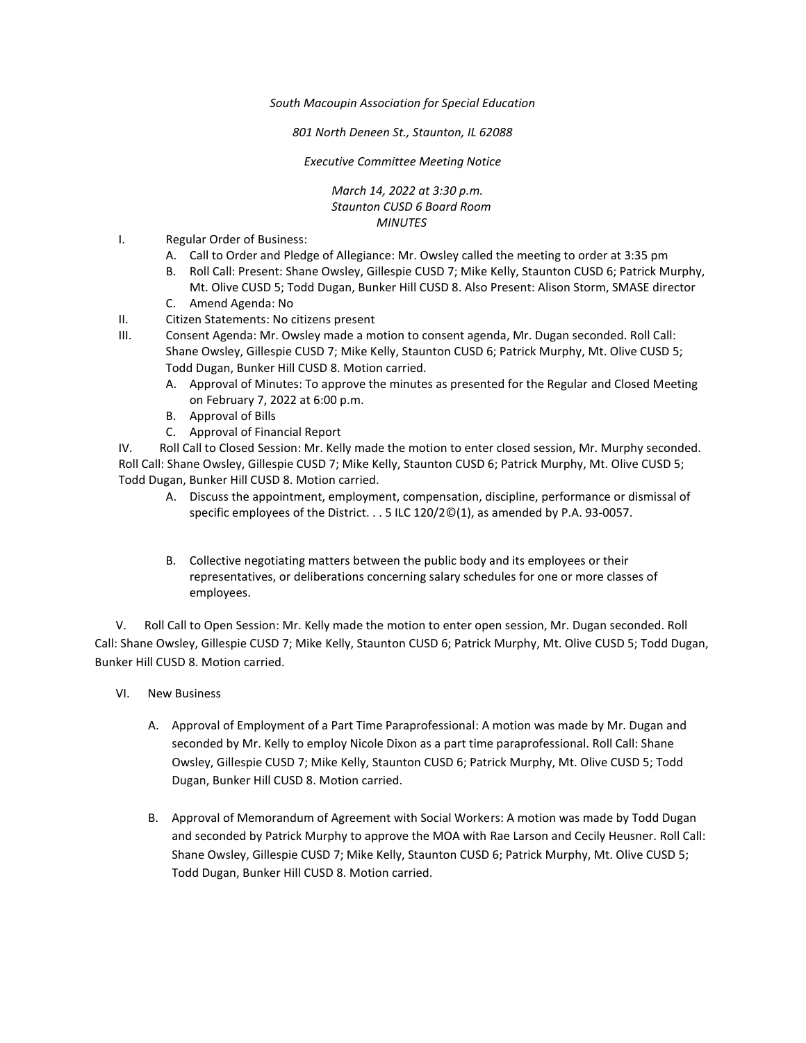*South Macoupin Association for Special Education*

*801 North Deneen St., Staunton, IL 62088*

*Executive Committee Meeting Notice*

*March 14, 2022 at 3:30 p.m.*
*Staunton CUSD 6 Board Room*
*MINUTES*

I. Regular Order of Business:
   A. Call to Order and Pledge of Allegiance: Mr. Owsley called the meeting to order at 3:35 pm
   B. Roll Call: Present: Shane Owsley, Gillespie CUSD 7; Mike Kelly, Staunton CUSD 6; Patrick Murphy, Mt. Olive CUSD 5; Todd Dugan, Bunker Hill CUSD 8. Also Present: Alison Storm, SMASE director
   C. Amend Agenda: No

II. Citizen Statements: No citizens present

III. Consent Agenda: Mr. Owsley made a motion to consent agenda, Mr. Dugan seconded. Roll Call: Shane Owsley, Gillespie CUSD 7; Mike Kelly, Staunton CUSD 6; Patrick Murphy, Mt. Olive CUSD 5; Todd Dugan, Bunker Hill CUSD 8. Motion carried.
   A. Approval of Minutes: To approve the minutes as presented for the Regular and Closed Meeting on February 7, 2022 at 6:00 p.m.
   B. Approval of Bills
   C. Approval of Financial Report

IV. Roll Call to Closed Session: Mr. Kelly made the motion to enter closed session, Mr. Murphy seconded. Roll Call: Shane Owsley, Gillespie CUSD 7; Mike Kelly, Staunton CUSD 6; Patrick Murphy, Mt. Olive CUSD 5; Todd Dugan, Bunker Hill CUSD 8. Motion carried.
   A. Discuss the appointment, employment, compensation, discipline, performance or dismissal of specific employees of the District. . . 5 ILC 120/2©(1), as amended by P.A. 93-0057.
   B. Collective negotiating matters between the public body and its employees or their representatives, or deliberations concerning salary schedules for one or more classes of employees.

V. Roll Call to Open Session: Mr. Kelly made the motion to enter open session, Mr. Dugan seconded. Roll Call: Shane Owsley, Gillespie CUSD 7; Mike Kelly, Staunton CUSD 6; Patrick Murphy, Mt. Olive CUSD 5; Todd Dugan, Bunker Hill CUSD 8. Motion carried.

VI. New Business
   A. Approval of Employment of a Part Time Paraprofessional: A motion was made by Mr. Dugan and seconded by Mr. Kelly to employ Nicole Dixon as a part time paraprofessional. Roll Call: Shane Owsley, Gillespie CUSD 7; Mike Kelly, Staunton CUSD 6; Patrick Murphy, Mt. Olive CUSD 5; Todd Dugan, Bunker Hill CUSD 8. Motion carried.
   B. Approval of Memorandum of Agreement with Social Workers: A motion was made by Todd Dugan and seconded by Patrick Murphy to approve the MOA with Rae Larson and Cecily Heusner. Roll Call: Shane Owsley, Gillespie CUSD 7; Mike Kelly, Staunton CUSD 6; Patrick Murphy, Mt. Olive CUSD 5; Todd Dugan, Bunker Hill CUSD 8. Motion carried.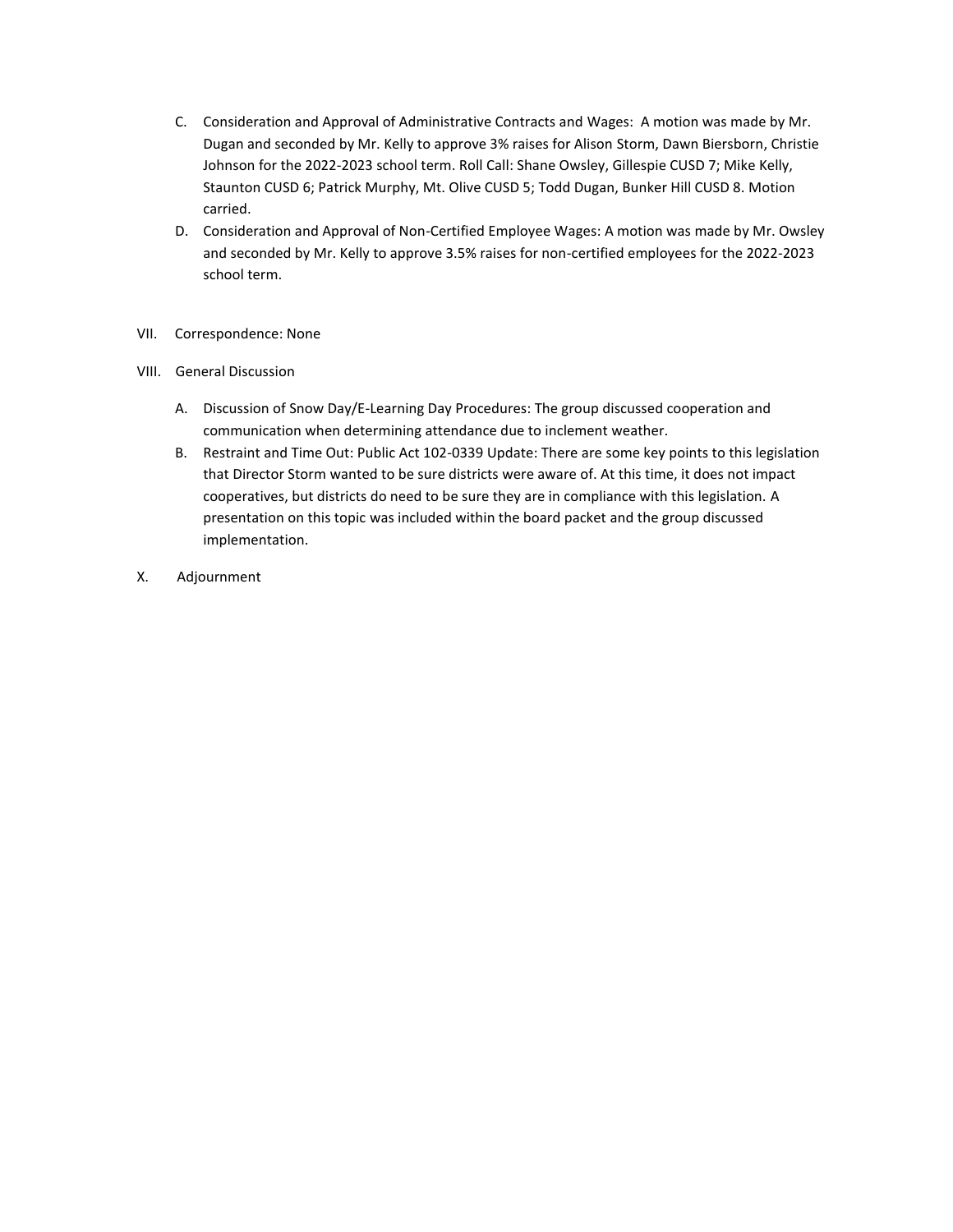C. Consideration and Approval of Administrative Contracts and Wages: A motion was made by Mr. Dugan and seconded by Mr. Kelly to approve 3% raises for Alison Storm, Dawn Biersborn, Christie Johnson for the 2022-2023 school term. Roll Call: Shane Owsley, Gillespie CUSD 7; Mike Kelly, Staunton CUSD 6; Patrick Murphy, Mt. Olive CUSD 5; Todd Dugan, Bunker Hill CUSD 8. Motion carried.

D. Consideration and Approval of Non-Certified Employee Wages: A motion was made by Mr. Owsley and seconded by Mr. Kelly to approve 3.5% raises for non-certified employees for the 2022-2023 school term.

VII. Correspondence: None

VIII. General Discussion

A. Discussion of Snow Day/E-Learning Day Procedures: The group discussed cooperation and communication when determining attendance due to inclement weather.

B. Restraint and Time Out: Public Act 102-0339 Update: There are some key points to this legislation that Director Storm wanted to be sure districts were aware of. At this time, it does not impact cooperatives, but districts do need to be sure they are in compliance with this legislation. A presentation on this topic was included within the board packet and the group discussed implementation.

X. Adjournment